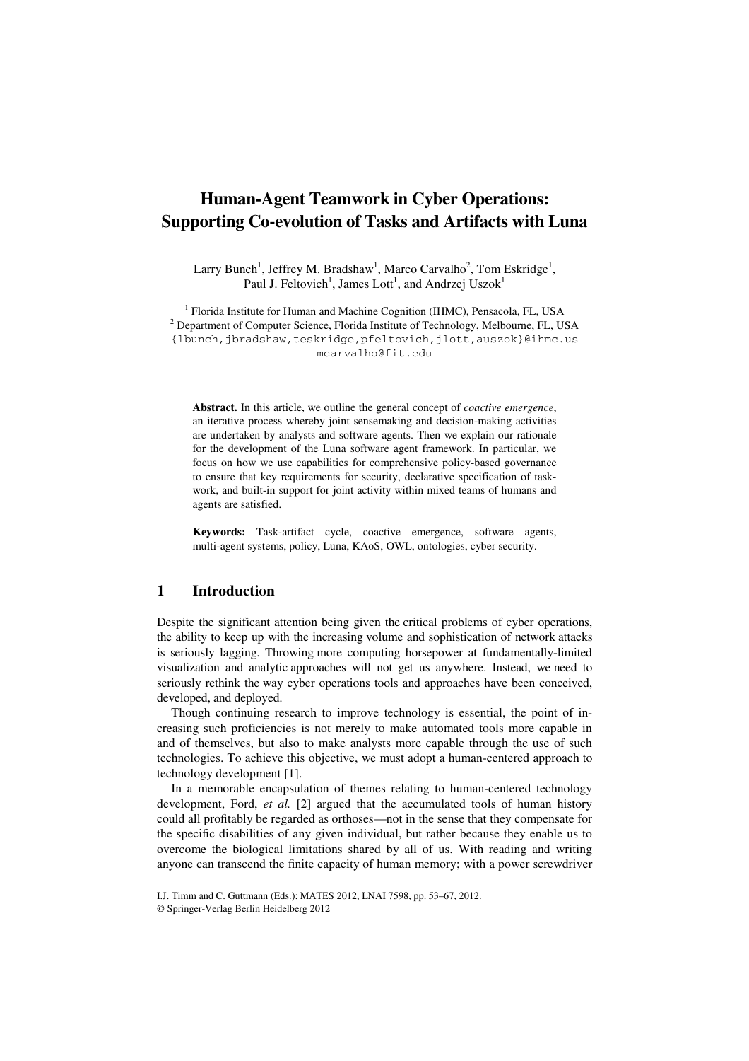# Human-Agent Teamwork in Cyber Operations: Supporting Co-evolution of Tasks and Artifacts with Luna

Larry Bunch[1], Jeffrey M. Bradshaw[1], Marco Carvalho[2], Tom Eskridge[1], Paul J. Feltovich[1], James Lott[1], and Andrzej Uszok[1]

[1] Florida Institute for Human and Machine Cognition (IHMC), Pensacola, FL, USA
[2] Department of Computer Science, Florida Institute of Technology, Melbourne, FL, USA
{lbunch,jbradshaw,teskridge,pfeltovich,jlott,auszok}@ihmc.us
mcarvalho@fit.edu

**Abstract.** In this article, we outline the general concept of *coactive emergence*, an iterative process whereby joint sensemaking and decision-making activities are undertaken by analysts and software agents. Then we explain our rationale for the development of the Luna software agent framework. In particular, we focus on how we use capabilities for comprehensive policy-based governance to ensure that key requirements for security, declarative specification of task-work, and built-in support for joint activity within mixed teams of humans and agents are satisfied.

**Keywords:** Task-artifact cycle, coactive emergence, software agents, multi-agent systems, policy, Luna, KAoS, OWL, ontologies, cyber security.

## 1 Introduction

Despite the significant attention being given the critical problems of cyber operations, the ability to keep up with the increasing volume and sophistication of network attacks is seriously lagging. Throwing more computing horsepower at fundamentally-limited visualization and analytic approaches will not get us anywhere. Instead, we need to seriously rethink the way cyber operations tools and approaches have been conceived, developed, and deployed.

Though continuing research to improve technology is essential, the point of increasing such proficiencies is not merely to make automated tools more capable in and of themselves, but also to make analysts more capable through the use of such technologies. To achieve this objective, we must adopt a human-centered approach to technology development [1].

In a memorable encapsulation of themes relating to human-centered technology development, Ford, *et al.* [2] argued that the accumulated tools of human history could all profitably be regarded as orthoses—not in the sense that they compensate for the specific disabilities of any given individual, but rather because they enable us to overcome the biological limitations shared by all of us. With reading and writing anyone can transcend the finite capacity of human memory; with a power screwdriver

I.J. Timm and C. Guttmann (Eds.): MATES 2012, LNAI 7598, pp. 53–67, 2012.
© Springer-Verlag Berlin Heidelberg 2012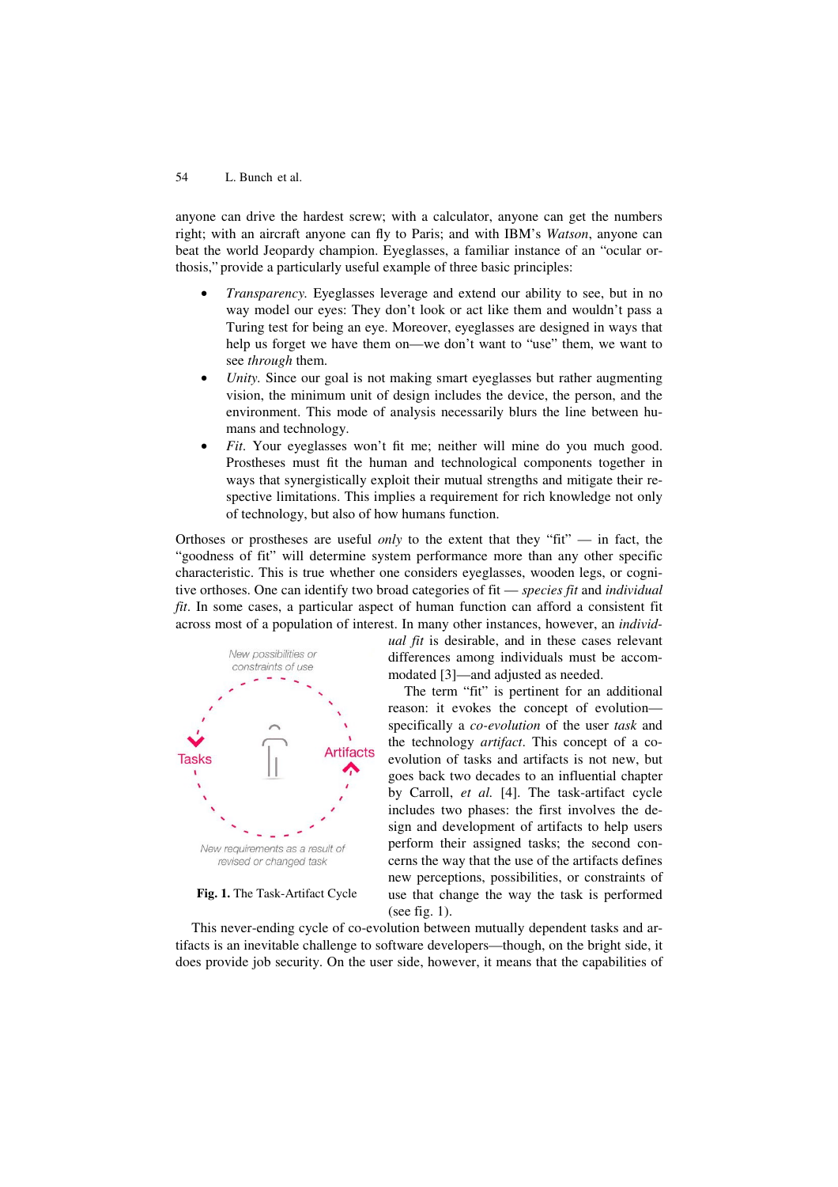anyone can drive the hardest screw; with a calculator, anyone can get the numbers right; with an aircraft anyone can fly to Paris; and with IBM's *Watson*, anyone can beat the world Jeopardy champion. Eyeglasses, a familiar instance of an "ocular orthosis," provide a particularly useful example of three basic principles:

- *Transparency.* Eyeglasses leverage and extend our ability to see, but in no way model our eyes: They don't look or act like them and wouldn't pass a Turing test for being an eye. Moreover, eyeglasses are designed in ways that help us forget we have them on—we don't want to "use" them, we want to see *through* them.
- *Unity.* Since our goal is not making smart eyeglasses but rather augmenting vision, the minimum unit of design includes the device, the person, and the environment. This mode of analysis necessarily blurs the line between humans and technology.
- *Fit.* Your eyeglasses won't fit me; neither will mine do you much good. Prostheses must fit the human and technological components together in ways that synergistically exploit their mutual strengths and mitigate their respective limitations. This implies a requirement for rich knowledge not only of technology, but also of how humans function.

Orthoses or prostheses are useful *only* to the extent that they "fit" — in fact, the "goodness of fit" will determine system performance more than any other specific characteristic. This is true whether one considers eyeglasses, wooden legs, or cognitive orthoses. One can identify two broad categories of fit — *species fit* and *individual fit*. In some cases, a particular aspect of human function can afford a consistent fit across most of a population of interest. In many other instances, however, an *individual fit* is desirable, and in these cases relevant differences among individuals must be accommodated [3]—and adjusted as needed.

The term "fit" is pertinent for an additional reason: it evokes the concept of evolution—specifically a *co-evolution* of the user *task* and the technology *artifact*. This concept of a co-evolution of tasks and artifacts is not new, but goes back two decades to an influential chapter by Carroll, *et al.* [4]. The task-artifact cycle includes two phases: the first involves the design and development of artifacts to help users perform their assigned tasks; the second concerns the way that the use of the artifacts defines new perceptions, possibilities, or constraints of use that change the way the task is performed (see fig. 1).

New possibilities or constraints of use

Tasks

Artifacts

New requirements as a result of revised or changed task

**Fig. 1.** The Task-Artifact Cycle

This never-ending cycle of co-evolution between mutually dependent tasks and artifacts is an inevitable challenge to software developers—though, on the bright side, it does provide job security. On the user side, however, it means that the capabilities of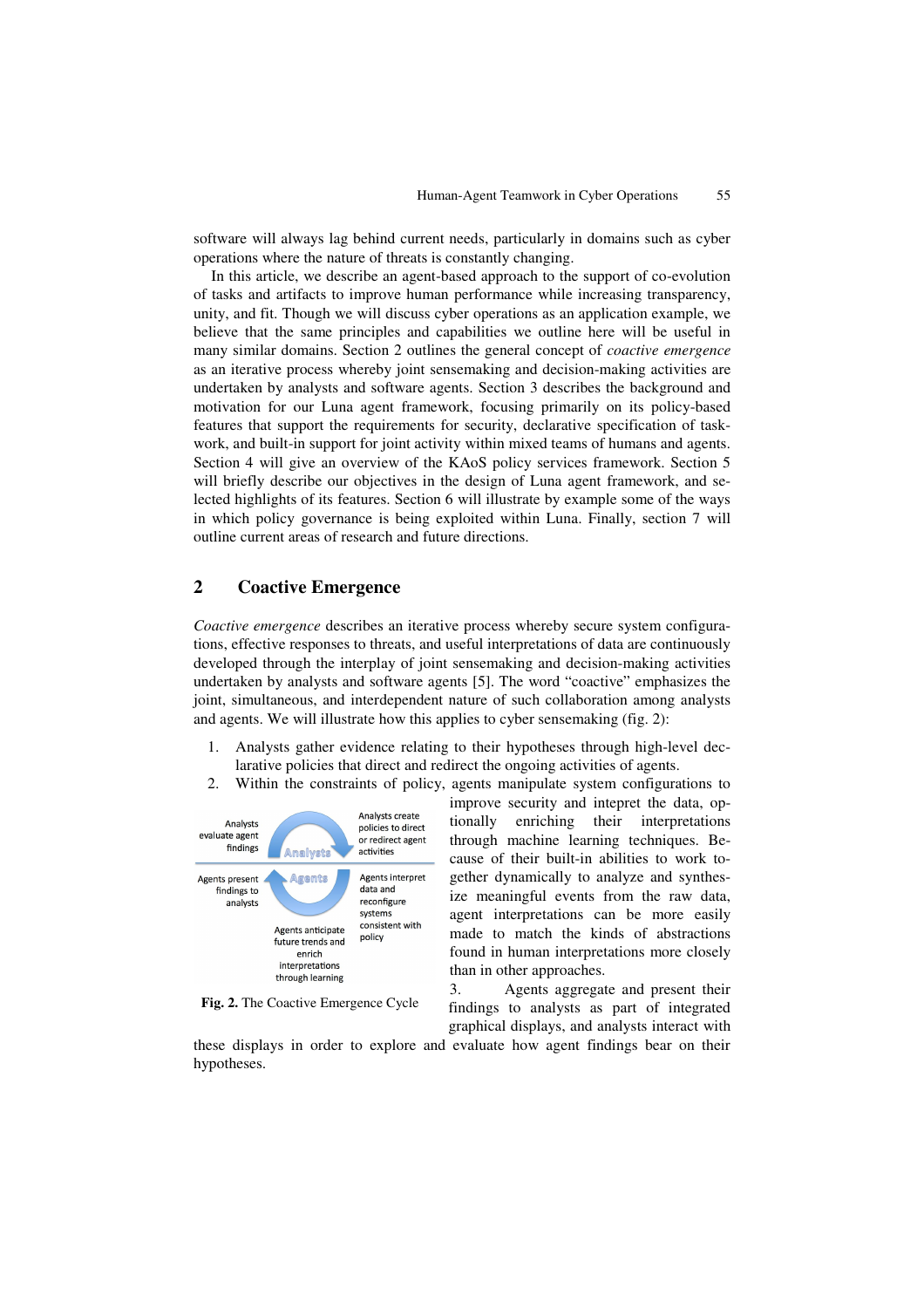software will always lag behind current needs, particularly in domains such as cyber operations where the nature of threats is constantly changing.

In this article, we describe an agent-based approach to the support of co-evolution of tasks and artifacts to improve human performance while increasing transparency, unity, and fit. Though we will discuss cyber operations as an application example, we believe that the same principles and capabilities we outline here will be useful in many similar domains. Section 2 outlines the general concept of *coactive emergence* as an iterative process whereby joint sensemaking and decision-making activities are undertaken by analysts and software agents. Section 3 describes the background and motivation for our Luna agent framework, focusing primarily on its policy-based features that support the requirements for security, declarative specification of taskwork, and built-in support for joint activity within mixed teams of humans and agents. Section 4 will give an overview of the KAoS policy services framework. Section 5 will briefly describe our objectives in the design of Luna agent framework, and selected highlights of its features. Section 6 will illustrate by example some of the ways in which policy governance is being exploited within Luna. Finally, section 7 will outline current areas of research and future directions.

## 2 Coactive Emergence

*Coactive emergence* describes an iterative process whereby secure system configurations, effective responses to threats, and useful interpretations of data are continuously developed through the interplay of joint sensemaking and decision-making activities undertaken by analysts and software agents [5]. The word "coactive" emphasizes the joint, simultaneous, and interdependent nature of such collaboration among analysts and agents. We will illustrate how this applies to cyber sensemaking (fig. 2):

1. Analysts gather evidence relating to their hypotheses through high-level declarative policies that direct and redirect the ongoing activities of agents.
2. Within the constraints of policy, agents manipulate system configurations to improve security and intepret the data, optionally enriching their interpretations through machine learning techniques. Because of their built-in abilities to work together dynamically to analyze and synthesize meaningful events from the raw data, agent interpretations can be more easily made to match the kinds of abstractions found in human interpretations more closely than in other approaches.
3. Agents aggregate and present their findings to analysts as part of integrated graphical displays, and analysts interact with these displays in order to explore and evaluate how agent findings bear on their hypotheses.

Analysts evaluate agent findings | Analysts | Analysts create policies to direct or redirect agent activities | Agents present findings to analysts | Agents | Agents interpret data and reconfigure systems consistent with policy | Agents anticipate future trends and enrich interpretations through learning

**Fig. 2.** The Coactive Emergence Cycle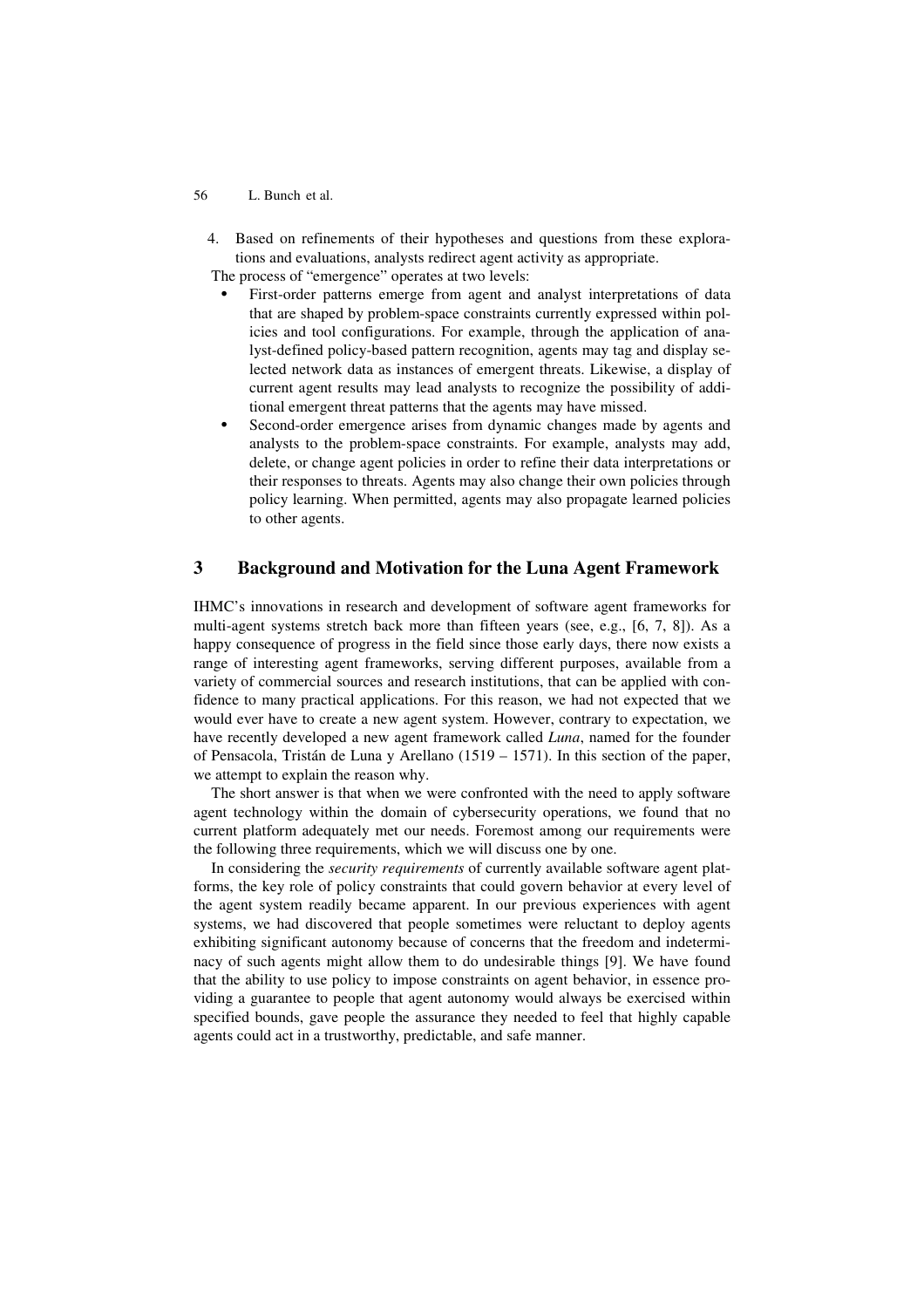4. Based on refinements of their hypotheses and questions from these explorations and evaluations, analysts redirect agent activity as appropriate.

The process of "emergence" operates at two levels:

- First-order patterns emerge from agent and analyst interpretations of data that are shaped by problem-space constraints currently expressed within policies and tool configurations. For example, through the application of analyst-defined policy-based pattern recognition, agents may tag and display selected network data as instances of emergent threats. Likewise, a display of current agent results may lead analysts to recognize the possibility of additional emergent threat patterns that the agents may have missed.
- Second-order emergence arises from dynamic changes made by agents and analysts to the problem-space constraints. For example, analysts may add, delete, or change agent policies in order to refine their data interpretations or their responses to threats. Agents may also change their own policies through policy learning. When permitted, agents may also propagate learned policies to other agents.

## 3 Background and Motivation for the Luna Agent Framework

IHMC's innovations in research and development of software agent frameworks for multi-agent systems stretch back more than fifteen years (see, e.g., [6, 7, 8]). As a happy consequence of progress in the field since those early days, there now exists a range of interesting agent frameworks, serving different purposes, available from a variety of commercial sources and research institutions, that can be applied with confidence to many practical applications. For this reason, we had not expected that we would ever have to create a new agent system. However, contrary to expectation, we have recently developed a new agent framework called *Luna*, named for the founder of Pensacola, Tristán de Luna y Arellano (1519 – 1571). In this section of the paper, we attempt to explain the reason why.

The short answer is that when we were confronted with the need to apply software agent technology within the domain of cybersecurity operations, we found that no current platform adequately met our needs. Foremost among our requirements were the following three requirements, which we will discuss one by one.

In considering the *security requirements* of currently available software agent platforms, the key role of policy constraints that could govern behavior at every level of the agent system readily became apparent. In our previous experiences with agent systems, we had discovered that people sometimes were reluctant to deploy agents exhibiting significant autonomy because of concerns that the freedom and indeterminacy of such agents might allow them to do undesirable things [9]. We have found that the ability to use policy to impose constraints on agent behavior, in essence providing a guarantee to people that agent autonomy would always be exercised within specified bounds, gave people the assurance they needed to feel that highly capable agents could act in a trustworthy, predictable, and safe manner.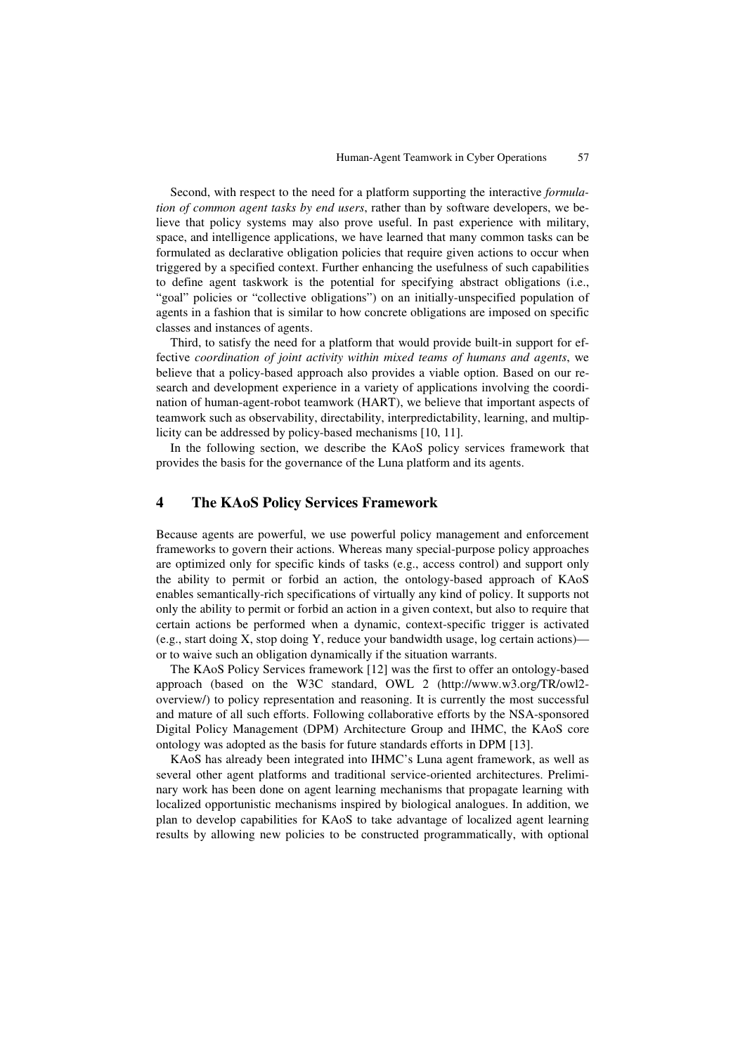Second, with respect to the need for a platform supporting the interactive *formulation of common agent tasks by end users*, rather than by software developers, we believe that policy systems may also prove useful. In past experience with military, space, and intelligence applications, we have learned that many common tasks can be formulated as declarative obligation policies that require given actions to occur when triggered by a specified context. Further enhancing the usefulness of such capabilities to define agent taskwork is the potential for specifying abstract obligations (i.e., "goal" policies or "collective obligations") on an initially-unspecified population of agents in a fashion that is similar to how concrete obligations are imposed on specific classes and instances of agents.

Third, to satisfy the need for a platform that would provide built-in support for effective *coordination of joint activity within mixed teams of humans and agents*, we believe that a policy-based approach also provides a viable option. Based on our research and development experience in a variety of applications involving the coordination of human-agent-robot teamwork (HART), we believe that important aspects of teamwork such as observability, directability, interpredictability, learning, and multiplicity can be addressed by policy-based mechanisms [10, 11].

In the following section, we describe the KAoS policy services framework that provides the basis for the governance of the Luna platform and its agents.

## 4 The KAoS Policy Services Framework

Because agents are powerful, we use powerful policy management and enforcement frameworks to govern their actions. Whereas many special-purpose policy approaches are optimized only for specific kinds of tasks (e.g., access control) and support only the ability to permit or forbid an action, the ontology-based approach of KAoS enables semantically-rich specifications of virtually any kind of policy. It supports not only the ability to permit or forbid an action in a given context, but also to require that certain actions be performed when a dynamic, context-specific trigger is activated (e.g., start doing X, stop doing Y, reduce your bandwidth usage, log certain actions)—or to waive such an obligation dynamically if the situation warrants.

The KAoS Policy Services framework [12] was the first to offer an ontology-based approach (based on the W3C standard, OWL 2 (http://www.w3.org/TR/owl2-overview/) to policy representation and reasoning. It is currently the most successful and mature of all such efforts. Following collaborative efforts by the NSA-sponsored Digital Policy Management (DPM) Architecture Group and IHMC, the KAoS core ontology was adopted as the basis for future standards efforts in DPM [13].

KAoS has already been integrated into IHMC's Luna agent framework, as well as several other agent platforms and traditional service-oriented architectures. Preliminary work has been done on agent learning mechanisms that propagate learning with localized opportunistic mechanisms inspired by biological analogues. In addition, we plan to develop capabilities for KAoS to take advantage of localized agent learning results by allowing new policies to be constructed programmatically, with optional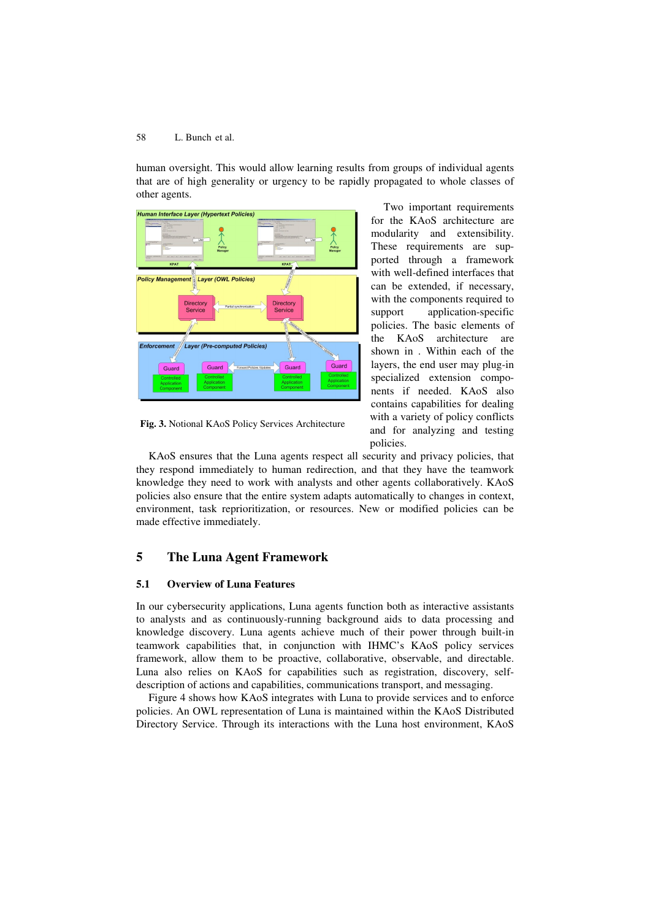human oversight. This would allow learning results from groups of individual agents that are of high generality or urgency to be rapidly propagated to whole classes of other agents.

Fig. 3. Notional KAoS Policy Services Architecture

Two important requirements for the KAoS architecture are modularity and extensibility. These requirements are supported through a framework with well-defined interfaces that can be extended, if necessary, with the components required to support application-specific policies. The basic elements of the KAoS architecture are shown in . Within each of the layers, the end user may plug-in specialized extension components if needed. KAoS also contains capabilities for dealing with a variety of policy conflicts and for analyzing and testing policies.

KAoS ensures that the Luna agents respect all security and privacy policies, that they respond immediately to human redirection, and that they have the teamwork knowledge they need to work with analysts and other agents collaboratively. KAoS policies also ensure that the entire system adapts automatically to changes in context, environment, task reprioritization, or resources. New or modified policies can be made effective immediately.

# 5 The Luna Agent Framework

## 5.1 Overview of Luna Features

In our cybersecurity applications, Luna agents function both as interactive assistants to analysts and as continuously-running background aids to data processing and knowledge discovery. Luna agents achieve much of their power through built-in teamwork capabilities that, in conjunction with IHMC's KAoS policy services framework, allow them to be proactive, collaborative, observable, and directable. Luna also relies on KAoS for capabilities such as registration, discovery, self-description of actions and capabilities, communications transport, and messaging.

Figure 4 shows how KAoS integrates with Luna to provide services and to enforce policies. An OWL representation of Luna is maintained within the KAoS Distributed Directory Service. Through its interactions with the Luna host environment, KAoS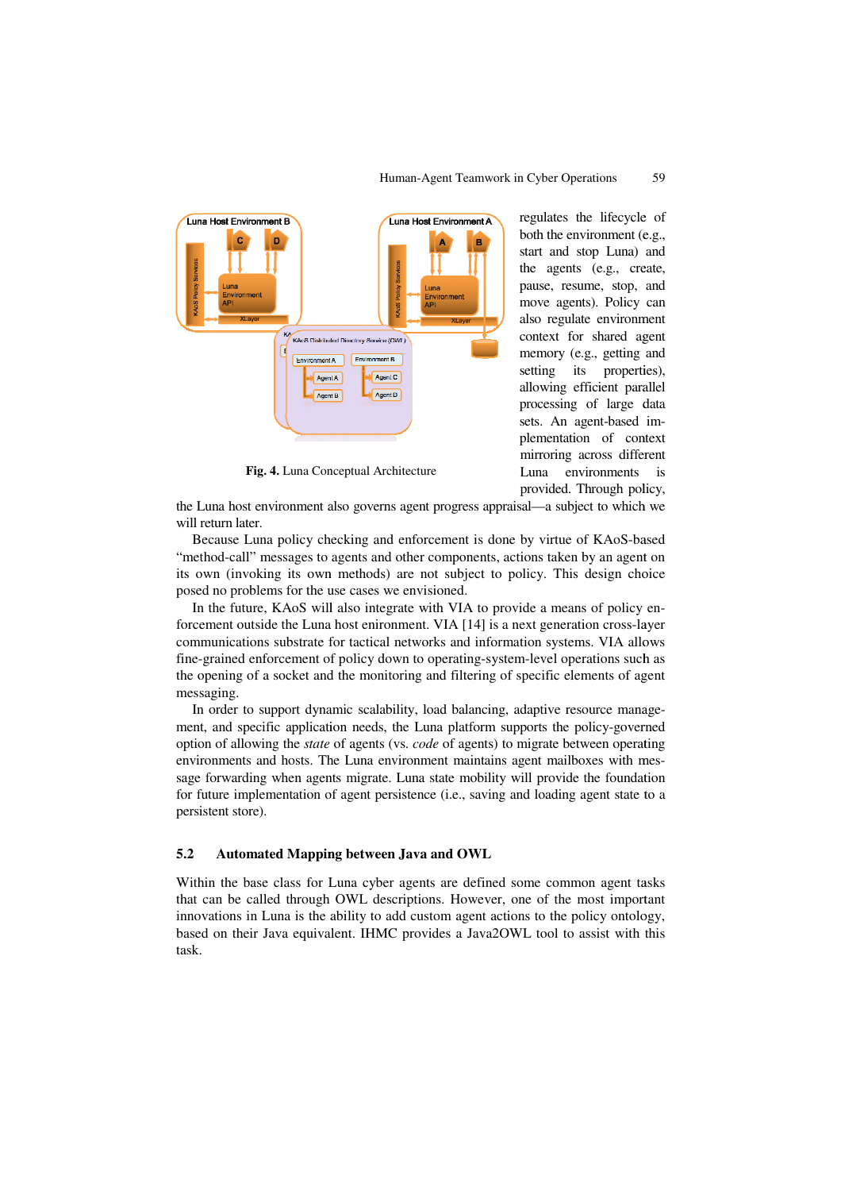regulates the lifecycle of both the environment (e.g., start and stop Luna) and the agents (e.g., create, pause, resume, stop, and move agents). Policy can also regulate environment context for shared agent memory (e.g., getting and setting its properties), allowing efficient parallel processing of large data sets. An agent-based implementation of context mirroring across different Luna environments is provided. Through policy, the Luna host environment also governs agent progress appraisal—a subject to which we will return later.

Luna Host Environment B

C

D

KAoS Policy Services

Luna Environment API

XLayer

Luna Host Environment A

A

B

KAoS Policy Services

Luna Environment API

XLayer

KAoS Distributed Directory Service (OWL)

Environment A

Agent A

Agent B

Environment B

Agent C

Agent D

**Fig. 4.** Luna Conceptual Architecture

Because Luna policy checking and enforcement is done by virtue of KAoS-based "method-call" messages to agents and other components, actions taken by an agent on its own (invoking its own methods) are not subject to policy. This design choice posed no problems for the use cases we envisioned.

In the future, KAoS will also integrate with VIA to provide a means of policy enforcement outside the Luna host enironment. VIA [14] is a next generation cross-layer communications substrate for tactical networks and information systems. VIA allows fine-grained enforcement of policy down to operating-system-level operations such as the opening of a socket and the monitoring and filtering of specific elements of agent messaging.

In order to support dynamic scalability, load balancing, adaptive resource management, and specific application needs, the Luna platform supports the policy-governed option of allowing the *state* of agents (vs. *code* of agents) to migrate between operating environments and hosts. The Luna environment maintains agent mailboxes with message forwarding when agents migrate. Luna state mobility will provide the foundation for future implementation of agent persistence (i.e., saving and loading agent state to a persistent store).

### 5.2 Automated Mapping between Java and OWL

Within the base class for Luna cyber agents are defined some common agent tasks that can be called through OWL descriptions. However, one of the most important innovations in Luna is the ability to add custom agent actions to the policy ontology, based on their Java equivalent. IHMC provides a Java2OWL tool to assist with this task.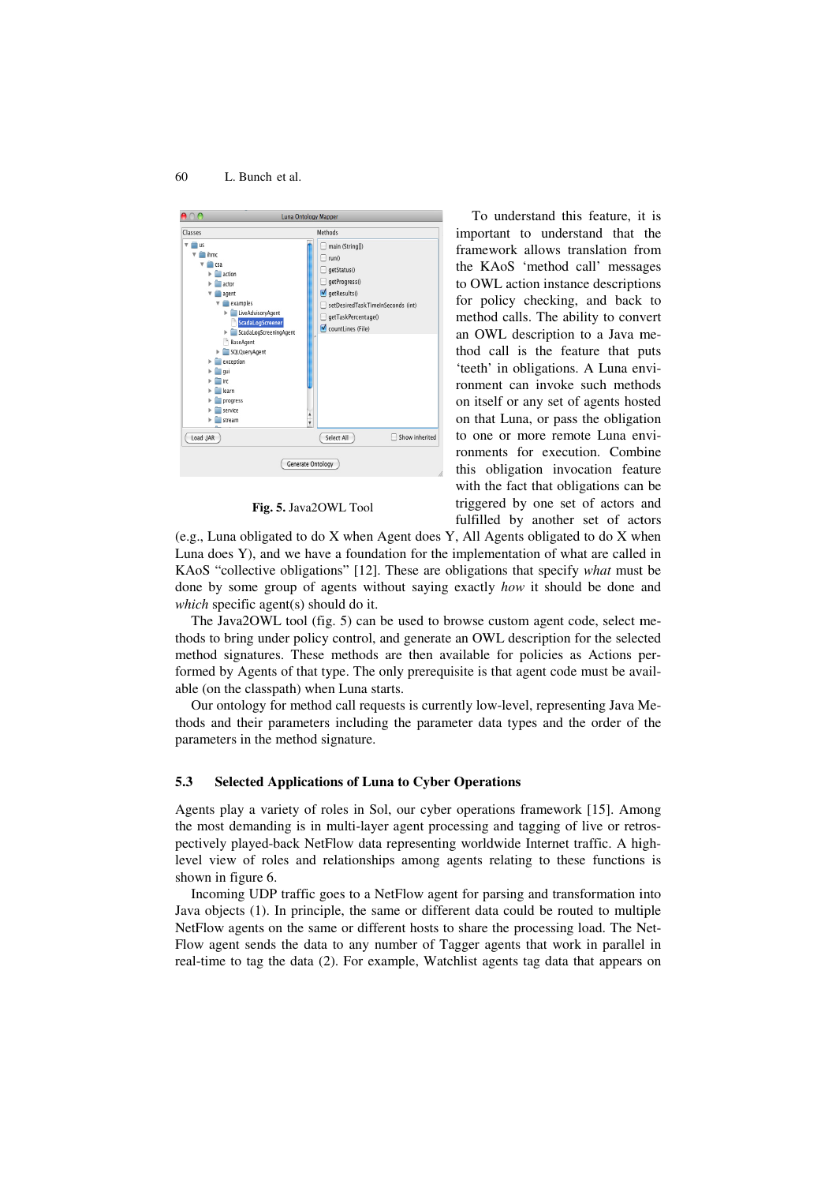To understand this feature, it is important to understand that the framework allows translation from the KAoS 'method call' messages to OWL action instance descriptions for policy checking, and back to method calls. The ability to convert an OWL description to a Java method call is the feature that puts 'teeth' in obligations. A Luna environment can invoke such methods on itself or any set of agents hosted on that Luna, or pass the obligation to one or more remote Luna environments for execution. Combine this obligation invocation feature with the fact that obligations can be triggered by one set of actors and fulfilled by another set of actors (e.g., Luna obligated to do X when Agent does Y, All Agents obligated to do X when Luna does Y), and we have a foundation for the implementation of what are called in KAoS "collective obligations" [12]. These are obligations that specify *what* must be done by some group of agents without saying exactly *how* it should be done and *which* specific agent(s) should do it.

**Fig. 5.** Java2OWL Tool

The Java2OWL tool (fig. 5) can be used to browse custom agent code, select methods to bring under policy control, and generate an OWL description for the selected method signatures. These methods are then available for policies as Actions performed by Agents of that type. The only prerequisite is that agent code must be available (on the classpath) when Luna starts.

Our ontology for method call requests is currently low-level, representing Java Methods and their parameters including the parameter data types and the order of the parameters in the method signature.

### 5.3 Selected Applications of Luna to Cyber Operations

Agents play a variety of roles in Sol, our cyber operations framework [15]. Among the most demanding is in multi-layer agent processing and tagging of live or retrospectively played-back NetFlow data representing worldwide Internet traffic. A high-level view of roles and relationships among agents relating to these functions is shown in figure 6.

Incoming UDP traffic goes to a NetFlow agent for parsing and transformation into Java objects (1). In principle, the same or different data could be routed to multiple NetFlow agents on the same or different hosts to share the processing load. The NetFlow agent sends the data to any number of Tagger agents that work in parallel in real-time to tag the data (2). For example, Watchlist agents tag data that appears on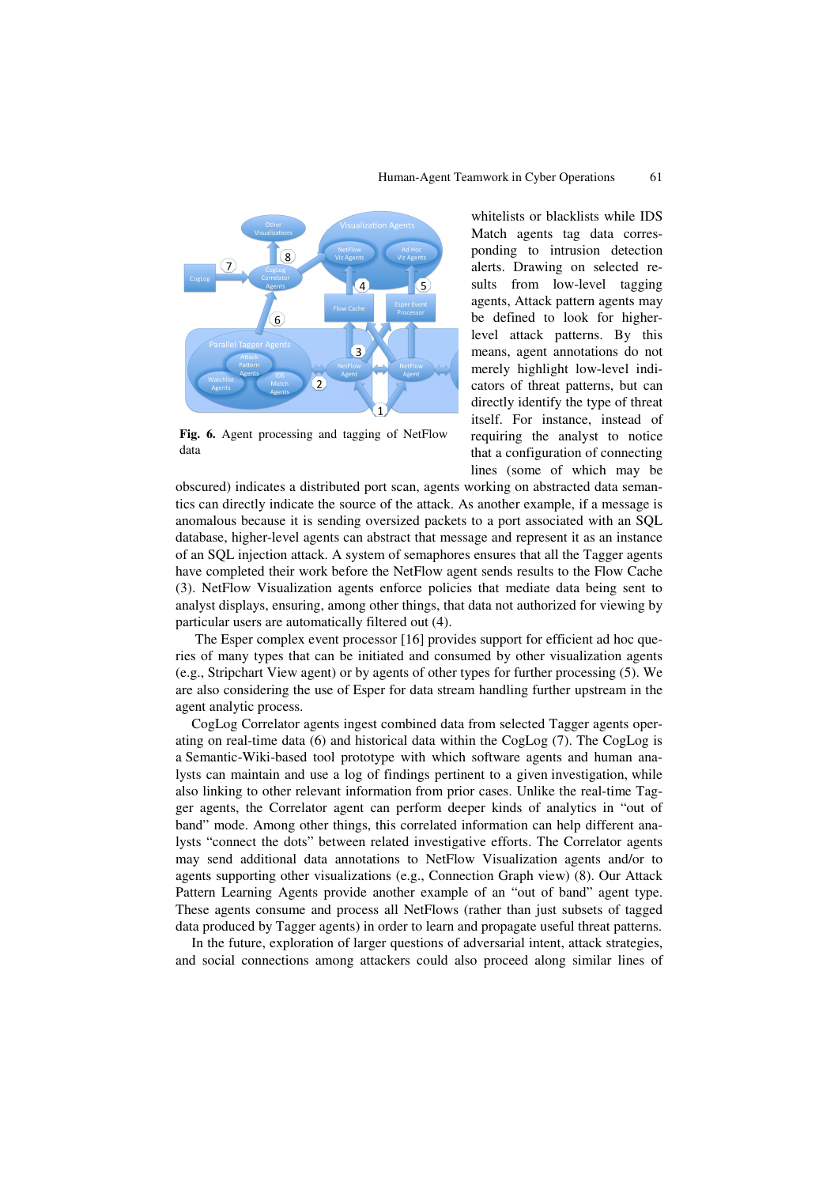Other Visualizations

Visualization Agents

NetFlow Viz Agents

Ad Hoc Viz Agents

Coglog

CogLog Correlator Agents

7

8

4

5

Flow Cache

Esper Event Processor

6

Parallel Tagger Agents

Attack Pattern Agents

Watchlist Agents

IDS Match Agents

3

NetFlow Agent

NetFlow Agent

2

1

**Fig. 6.** Agent processing and tagging of NetFlow data

whitelists or blacklists while IDS Match agents tag data corresponding to intrusion detection alerts. Drawing on selected results from low-level tagging agents, Attack pattern agents may be defined to look for higher-level attack patterns. By this means, agent annotations do not merely highlight low-level indicators of threat patterns, but can directly identify the type of threat itself. For instance, instead of requiring the analyst to notice that a configuration of connecting lines (some of which may be obscured) indicates a distributed port scan, agents working on abstracted data semantics can directly indicate the source of the attack. As another example, if a message is anomalous because it is sending oversized packets to a port associated with an SQL database, higher-level agents can abstract that message and represent it as an instance of an SQL injection attack. A system of semaphores ensures that all the Tagger agents have completed their work before the NetFlow agent sends results to the Flow Cache (3). NetFlow Visualization agents enforce policies that mediate data being sent to analyst displays, ensuring, among other things, that data not authorized for viewing by particular users are automatically filtered out (4).

The Esper complex event processor [16] provides support for efficient ad hoc queries of many types that can be initiated and consumed by other visualization agents (e.g., Stripchart View agent) or by agents of other types for further processing (5). We are also considering the use of Esper for data stream handling further upstream in the agent analytic process.

CogLog Correlator agents ingest combined data from selected Tagger agents operating on real-time data (6) and historical data within the CogLog (7). The CogLog is a Semantic-Wiki-based tool prototype with which software agents and human analysts can maintain and use a log of findings pertinent to a given investigation, while also linking to other relevant information from prior cases. Unlike the real-time Tagger agents, the Correlator agent can perform deeper kinds of analytics in "out of band" mode. Among other things, this correlated information can help different analysts "connect the dots" between related investigative efforts. The Correlator agents may send additional data annotations to NetFlow Visualization agents and/or to agents supporting other visualizations (e.g., Connection Graph view) (8). Our Attack Pattern Learning Agents provide another example of an "out of band" agent type. These agents consume and process all NetFlows (rather than just subsets of tagged data produced by Tagger agents) in order to learn and propagate useful threat patterns.

In the future, exploration of larger questions of adversarial intent, attack strategies, and social connections among attackers could also proceed along similar lines of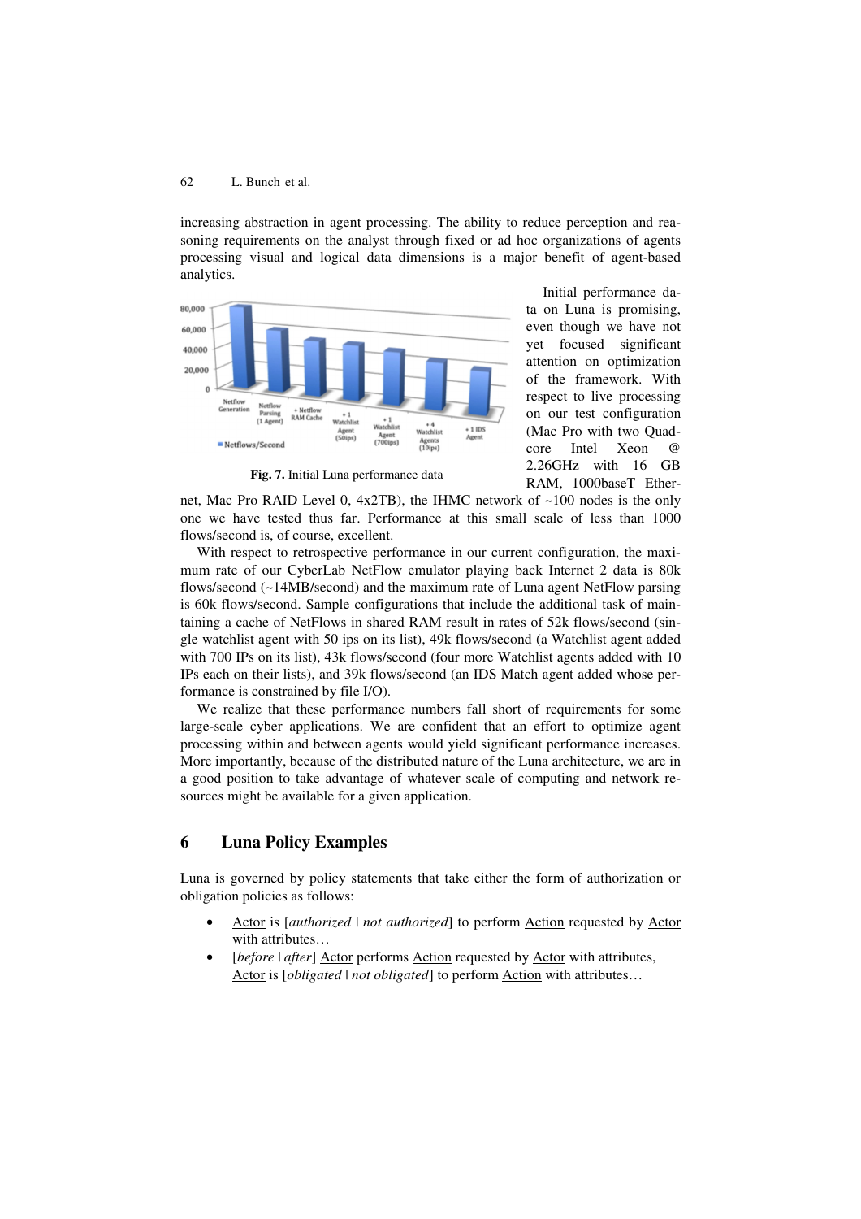increasing abstraction in agent processing. The ability to reduce perception and reasoning requirements on the analyst through fixed or ad hoc organizations of agents processing visual and logical data dimensions is a major benefit of agent-based analytics.

**Fig. 7.** Initial Luna performance data

Initial performance data on Luna is promising, even though we have not yet focused significant attention on optimization of the framework. With respect to live processing on our test configuration (Mac Pro with two Quad-core Intel Xeon @ 2.26GHz with 16 GB RAM, 1000baseT Ethernet, Mac Pro RAID Level 0, 4x2TB), the IHMC network of ~100 nodes is the only one we have tested thus far. Performance at this small scale of less than 1000 flows/second is, of course, excellent.

With respect to retrospective performance in our current configuration, the maximum rate of our CyberLab NetFlow emulator playing back Internet 2 data is 80k flows/second (~14MB/second) and the maximum rate of Luna agent NetFlow parsing is 60k flows/second. Sample configurations that include the additional task of maintaining a cache of NetFlows in shared RAM result in rates of 52k flows/second (single watchlist agent with 50 ips on its list), 49k flows/second (a Watchlist agent added with 700 IPs on its list), 43k flows/second (four more Watchlist agents added with 10 IPs each on their lists), and 39k flows/second (an IDS Match agent added whose performance is constrained by file I/O).

We realize that these performance numbers fall short of requirements for some large-scale cyber applications. We are confident that an effort to optimize agent processing within and between agents would yield significant performance increases. More importantly, because of the distributed nature of the Luna architecture, we are in a good position to take advantage of whatever scale of computing and network resources might be available for a given application.

## 6 Luna Policy Examples

Luna is governed by policy statements that take either the form of authorization or obligation policies as follows:

- Actor is [*authorized* | *not authorized*] to perform Action requested by Actor with attributes…
- [*before* | *after*] Actor performs Action requested by Actor with attributes, Actor is [*obligated* | *not obligated*] to perform Action with attributes…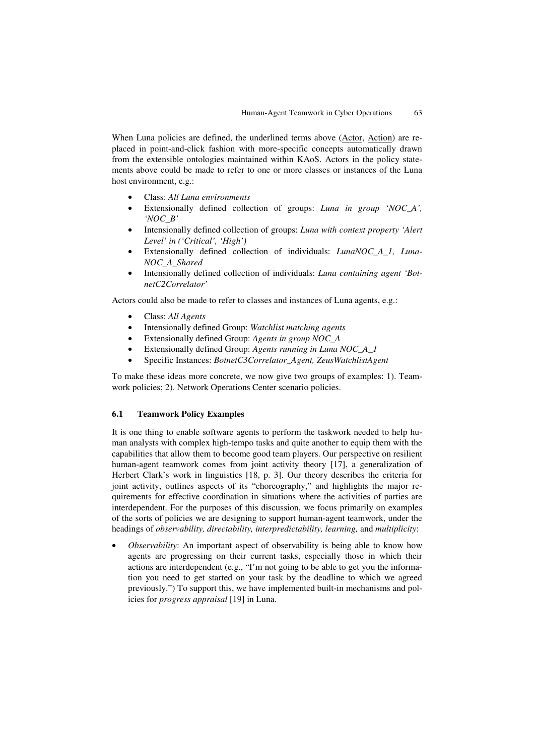When Luna policies are defined, the underlined terms above (<u>Actor</u>, <u>Action</u>) are replaced in point-and-click fashion with more-specific concepts automatically drawn from the extensible ontologies maintained within KAoS. Actors in the policy statements above could be made to refer to one or more classes or instances of the Luna host environment, e.g.:

- Class: *All Luna environments*
- Extensionally defined collection of groups: *Luna in group 'NOC_A', 'NOC_B'*
- Intensionally defined collection of groups: *Luna with context property 'Alert Level' in ('Critical', 'High')*
- Extensionally defined collection of individuals: *LunaNOC_A_1, Luna-NOC_A_Shared*
- Intensionally defined collection of individuals: *Luna containing agent 'BotnetC2Correlator'*

Actors could also be made to refer to classes and instances of Luna agents, e.g.:

- Class: *All Agents*
- Intensionally defined Group: *Watchlist matching agents*
- Extensionally defined Group: *Agents in group NOC_A*
- Extensionally defined Group: *Agents running in Luna NOC_A_1*
- Specific Instances: *BotnetC3Correlator_Agent, ZeusWatchlistAgent*

To make these ideas more concrete, we now give two groups of examples: 1). Teamwork policies; 2). Network Operations Center scenario policies.

### 6.1 Teamwork Policy Examples

It is one thing to enable software agents to perform the taskwork needed to help human analysts with complex high-tempo tasks and quite another to equip them with the capabilities that allow them to become good team players. Our perspective on resilient human-agent teamwork comes from joint activity theory [17], a generalization of Herbert Clark's work in linguistics [18, p. 3]. Our theory describes the criteria for joint activity, outlines aspects of its "choreography," and highlights the major requirements for effective coordination in situations where the activities of parties are interdependent. For the purposes of this discussion, we focus primarily on examples of the sorts of policies we are designing to support human-agent teamwork, under the headings of *observability, directability, interpredictability, learning,* and *multiplicity*:

- *Observability*: An important aspect of observability is being able to know how agents are progressing on their current tasks, especially those in which their actions are interdependent (e.g., "I'm not going to be able to get you the information you need to get started on your task by the deadline to which we agreed previously.") To support this, we have implemented built-in mechanisms and policies for *progress appraisal* [19] in Luna.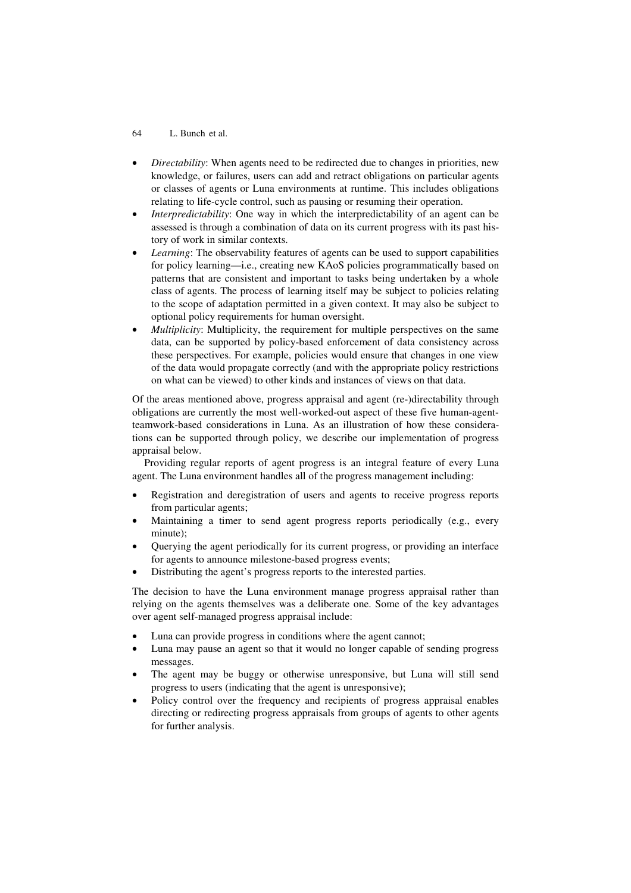- *Directability*: When agents need to be redirected due to changes in priorities, new knowledge, or failures, users can add and retract obligations on particular agents or classes of agents or Luna environments at runtime. This includes obligations relating to life-cycle control, such as pausing or resuming their operation.
- *Interpredictability*: One way in which the interpredictability of an agent can be assessed is through a combination of data on its current progress with its past history of work in similar contexts.
- *Learning*: The observability features of agents can be used to support capabilities for policy learning—i.e., creating new KAoS policies programmatically based on patterns that are consistent and important to tasks being undertaken by a whole class of agents. The process of learning itself may be subject to policies relating to the scope of adaptation permitted in a given context. It may also be subject to optional policy requirements for human oversight.
- *Multiplicity*: Multiplicity, the requirement for multiple perspectives on the same data, can be supported by policy-based enforcement of data consistency across these perspectives. For example, policies would ensure that changes in one view of the data would propagate correctly (and with the appropriate policy restrictions on what can be viewed) to other kinds and instances of views on that data.

Of the areas mentioned above, progress appraisal and agent (re-)directability through obligations are currently the most well-worked-out aspect of these five human-agent-teamwork-based considerations in Luna. As an illustration of how these considerations can be supported through policy, we describe our implementation of progress appraisal below.

Providing regular reports of agent progress is an integral feature of every Luna agent. The Luna environment handles all of the progress management including:

- Registration and deregistration of users and agents to receive progress reports from particular agents;
- Maintaining a timer to send agent progress reports periodically (e.g., every minute);
- Querying the agent periodically for its current progress, or providing an interface for agents to announce milestone-based progress events;
- Distributing the agent's progress reports to the interested parties.

The decision to have the Luna environment manage progress appraisal rather than relying on the agents themselves was a deliberate one. Some of the key advantages over agent self-managed progress appraisal include:

- Luna can provide progress in conditions where the agent cannot;
- Luna may pause an agent so that it would no longer capable of sending progress messages.
- The agent may be buggy or otherwise unresponsive, but Luna will still send progress to users (indicating that the agent is unresponsive);
- Policy control over the frequency and recipients of progress appraisal enables directing or redirecting progress appraisals from groups of agents to other agents for further analysis.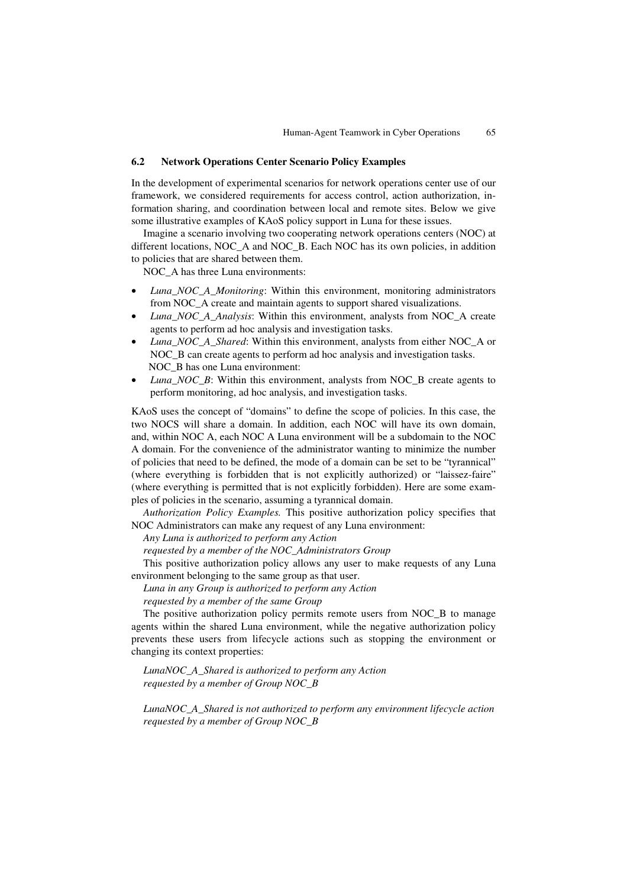### 6.2 Network Operations Center Scenario Policy Examples

In the development of experimental scenarios for network operations center use of our framework, we considered requirements for access control, action authorization, information sharing, and coordination between local and remote sites. Below we give some illustrative examples of KAoS policy support in Luna for these issues.

Imagine a scenario involving two cooperating network operations centers (NOC) at different locations, NOC_A and NOC_B. Each NOC has its own policies, in addition to policies that are shared between them.

NOC_A has three Luna environments:

- *Luna_NOC_A_Monitoring*: Within this environment, monitoring administrators from NOC_A create and maintain agents to support shared visualizations.
- *Luna_NOC_A_Analysis*: Within this environment, analysts from NOC_A create agents to perform ad hoc analysis and investigation tasks.
- *Luna_NOC_A_Shared*: Within this environment, analysts from either NOC_A or NOC_B can create agents to perform ad hoc analysis and investigation tasks.

NOC_B has one Luna environment:

- *Luna_NOC_B*: Within this environment, analysts from NOC_B create agents to perform monitoring, ad hoc analysis, and investigation tasks.

KAoS uses the concept of "domains" to define the scope of policies. In this case, the two NOCS will share a domain. In addition, each NOC will have its own domain, and, within NOC A, each NOC A Luna environment will be a subdomain to the NOC A domain. For the convenience of the administrator wanting to minimize the number of policies that need to be defined, the mode of a domain can be set to be "tyrannical" (where everything is forbidden that is not explicitly authorized) or "laissez-faire" (where everything is permitted that is not explicitly forbidden). Here are some examples of policies in the scenario, assuming a tyrannical domain.

*Authorization Policy Examples.* This positive authorization policy specifies that NOC Administrators can make any request of any Luna environment:

*Any Luna is authorized to perform any Action*
*requested by a member of the NOC_Administrators Group*

This positive authorization policy allows any user to make requests of any Luna environment belonging to the same group as that user.

*Luna in any Group is authorized to perform any Action*
*requested by a member of the same Group*

The positive authorization policy permits remote users from NOC_B to manage agents within the shared Luna environment, while the negative authorization policy prevents these users from lifecycle actions such as stopping the environment or changing its context properties:

*LunaNOC_A_Shared is authorized to perform any Action*
*requested by a member of Group NOC_B*

*LunaNOC_A_Shared is not authorized to perform any environment lifecycle action*
*requested by a member of Group NOC_B*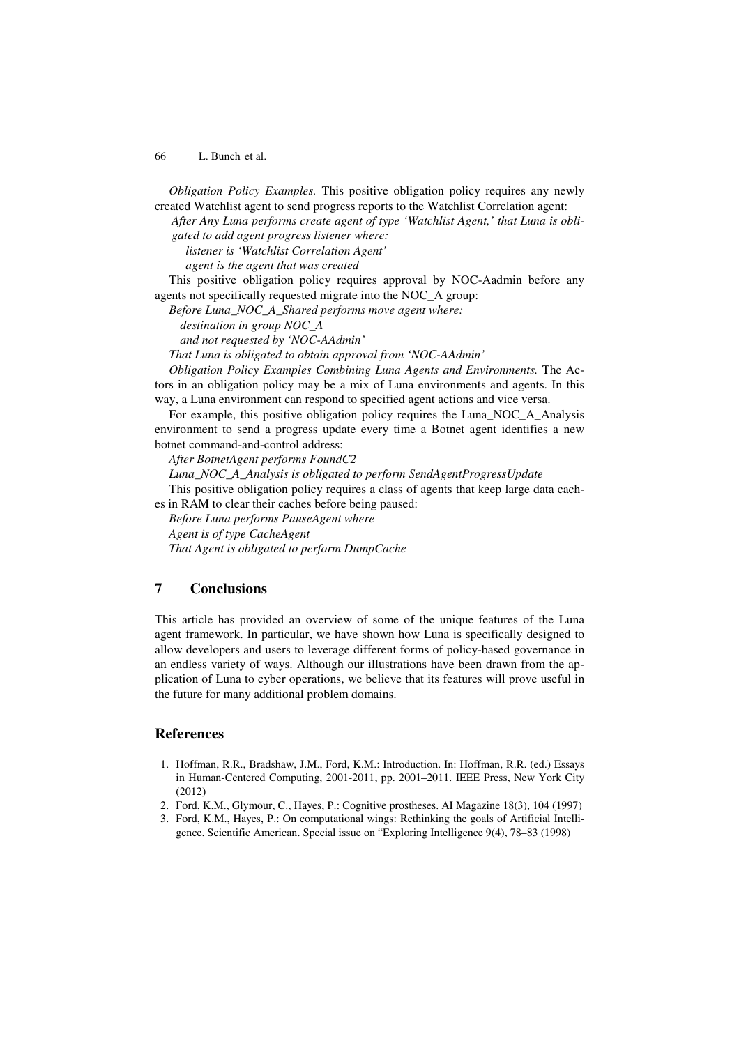*Obligation Policy Examples.* This positive obligation policy requires any newly created Watchlist agent to send progress reports to the Watchlist Correlation agent:

*After Any Luna performs create agent of type 'Watchlist Agent,' that Luna is obligated to add agent progress listener where:*

*listener is 'Watchlist Correlation Agent'*

*agent is the agent that was created*

This positive obligation policy requires approval by NOC-Aadmin before any agents not specifically requested migrate into the NOC_A group:

*Before Luna_NOC_A_Shared performs move agent where:*

*destination in group NOC_A*

*and not requested by 'NOC-AAdmin'*

*That Luna is obligated to obtain approval from 'NOC-AAdmin'*

*Obligation Policy Examples Combining Luna Agents and Environments.* The Actors in an obligation policy may be a mix of Luna environments and agents. In this way, a Luna environment can respond to specified agent actions and vice versa.

For example, this positive obligation policy requires the Luna_NOC_A_Analysis environment to send a progress update every time a Botnet agent identifies a new botnet command-and-control address:

*After BotnetAgent performs FoundC2*

*Luna_NOC_A_Analysis is obligated to perform SendAgentProgressUpdate*

This positive obligation policy requires a class of agents that keep large data caches in RAM to clear their caches before being paused:

*Before Luna performs PauseAgent where*

*Agent is of type CacheAgent*

*That Agent is obligated to perform DumpCache*

## 7 Conclusions

This article has provided an overview of some of the unique features of the Luna agent framework. In particular, we have shown how Luna is specifically designed to allow developers and users to leverage different forms of policy-based governance in an endless variety of ways. Although our illustrations have been drawn from the application of Luna to cyber operations, we believe that its features will prove useful in the future for many additional problem domains.

## References

1. Hoffman, R.R., Bradshaw, J.M., Ford, K.M.: Introduction. In: Hoffman, R.R. (ed.) Essays in Human-Centered Computing, 2001-2011, pp. 2001–2011. IEEE Press, New York City (2012)
2. Ford, K.M., Glymour, C., Hayes, P.: Cognitive prostheses. AI Magazine 18(3), 104 (1997)
3. Ford, K.M., Hayes, P.: On computational wings: Rethinking the goals of Artificial Intelligence. Scientific American. Special issue on "Exploring Intelligence 9(4), 78–83 (1998)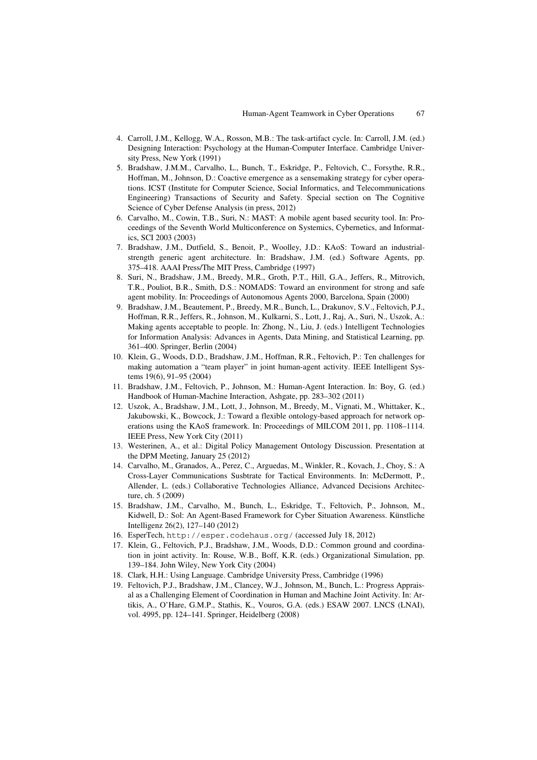4. Carroll, J.M., Kellogg, W.A., Rosson, M.B.: The task-artifact cycle. In: Carroll, J.M. (ed.) Designing Interaction: Psychology at the Human-Computer Interface. Cambridge University Press, New York (1991)
5. Bradshaw, J.M.M., Carvalho, L., Bunch, T., Eskridge, P., Feltovich, C., Forsythe, R.R., Hoffman, M., Johnson, D.: Coactive emergence as a sensemaking strategy for cyber operations. ICST (Institute for Computer Science, Social Informatics, and Telecommunications Engineering) Transactions of Security and Safety. Special section on The Cognitive Science of Cyber Defense Analysis (in press, 2012)
6. Carvalho, M., Cowin, T.B., Suri, N.: MAST: A mobile agent based security tool. In: Proceedings of the Seventh World Multiconference on Systemics, Cybernetics, and Informatics, SCI 2003 (2003)
7. Bradshaw, J.M., Dutfield, S., Benoit, P., Woolley, J.D.: KAoS: Toward an industrial-strength generic agent architecture. In: Bradshaw, J.M. (ed.) Software Agents, pp. 375–418. AAAI Press/The MIT Press, Cambridge (1997)
8. Suri, N., Bradshaw, J.M., Breedy, M.R., Groth, P.T., Hill, G.A., Jeffers, R., Mitrovich, T.R., Pouliot, B.R., Smith, D.S.: NOMADS: Toward an environment for strong and safe agent mobility. In: Proceedings of Autonomous Agents 2000, Barcelona, Spain (2000)
9. Bradshaw, J.M., Beautement, P., Breedy, M.R., Bunch, L., Drakunov, S.V., Feltovich, P.J., Hoffman, R.R., Jeffers, R., Johnson, M., Kulkarni, S., Lott, J., Raj, A., Suri, N., Uszok, A.: Making agents acceptable to people. In: Zhong, N., Liu, J. (eds.) Intelligent Technologies for Information Analysis: Advances in Agents, Data Mining, and Statistical Learning, pp. 361–400. Springer, Berlin (2004)
10. Klein, G., Woods, D.D., Bradshaw, J.M., Hoffman, R.R., Feltovich, P.: Ten challenges for making automation a "team player" in joint human-agent activity. IEEE Intelligent Systems 19(6), 91–95 (2004)
11. Bradshaw, J.M., Feltovich, P., Johnson, M.: Human-Agent Interaction. In: Boy, G. (ed.) Handbook of Human-Machine Interaction, Ashgate, pp. 283–302 (2011)
12. Uszok, A., Bradshaw, J.M., Lott, J., Johnson, M., Breedy, M., Vignati, M., Whittaker, K., Jakubowski, K., Bowcock, J.: Toward a flexible ontology-based approach for network operations using the KAoS framework. In: Proceedings of MILCOM 2011, pp. 1108–1114. IEEE Press, New York City (2011)
13. Westerinen, A., et al.: Digital Policy Management Ontology Discussion. Presentation at the DPM Meeting, January 25 (2012)
14. Carvalho, M., Granados, A., Perez, C., Arguedas, M., Winkler, R., Kovach, J., Choy, S.: A Cross-Layer Communications Susbtrate for Tactical Environments. In: McDermott, P., Allender, L. (eds.) Collaborative Technologies Alliance, Advanced Decisions Architecture, ch. 5 (2009)
15. Bradshaw, J.M., Carvalho, M., Bunch, L., Eskridge, T., Feltovich, P., Johnson, M., Kidwell, D.: Sol: An Agent-Based Framework for Cyber Situation Awareness. Künstliche Intelligenz 26(2), 127–140 (2012)
16. EsperTech, `http://esper.codehaus.org/` (accessed July 18, 2012)
17. Klein, G., Feltovich, P.J., Bradshaw, J.M., Woods, D.D.: Common ground and coordination in joint activity. In: Rouse, W.B., Boff, K.R. (eds.) Organizational Simulation, pp. 139–184. John Wiley, New York City (2004)
18. Clark, H.H.: Using Language. Cambridge University Press, Cambridge (1996)
19. Feltovich, P.J., Bradshaw, J.M., Clancey, W.J., Johnson, M., Bunch, L.: Progress Appraisal as a Challenging Element of Coordination in Human and Machine Joint Activity. In: Artikis, A., O'Hare, G.M.P., Stathis, K., Vouros, G.A. (eds.) ESAW 2007. LNCS (LNAI), vol. 4995, pp. 124–141. Springer, Heidelberg (2008)